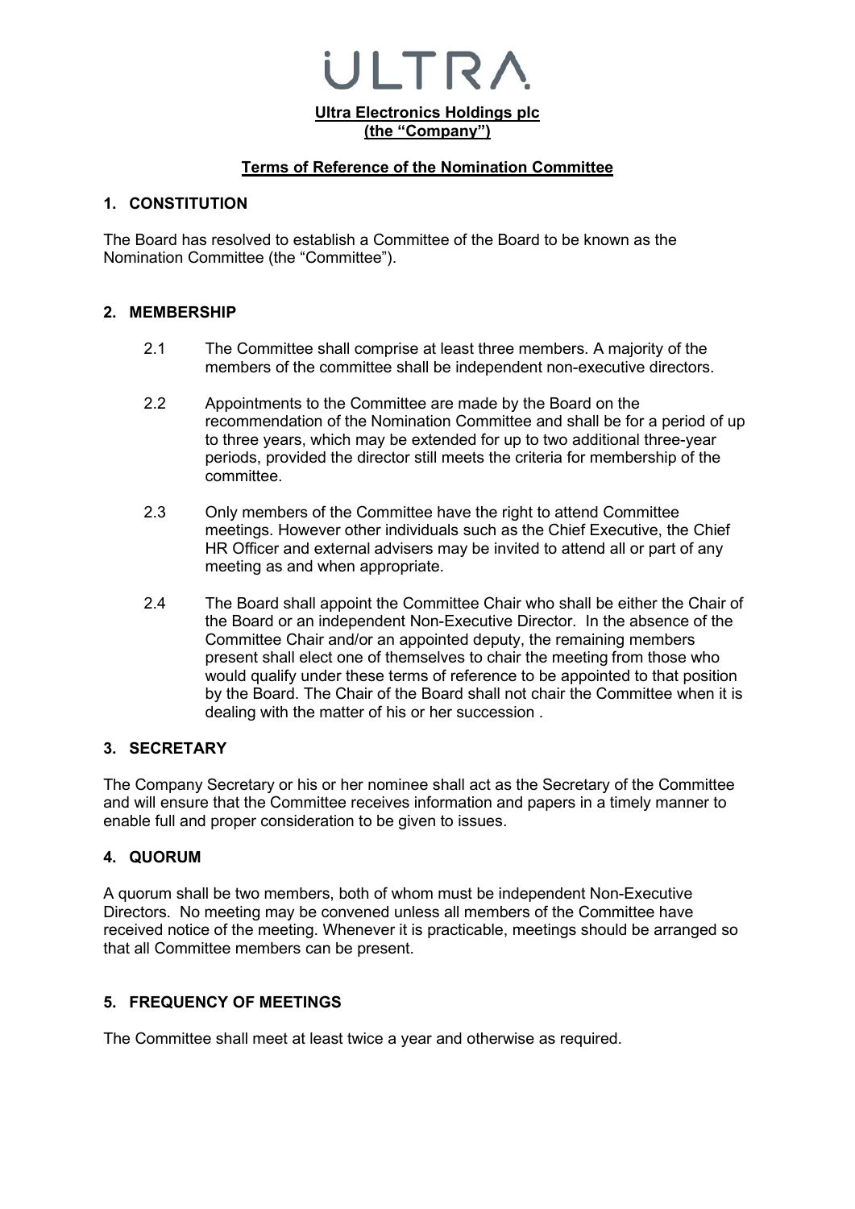ULTRA

**Ultra Electronics Holdings plc**
**(the "Company")**

**Terms of Reference of the Nomination Committee**

## 1. CONSTITUTION

The Board has resolved to establish a Committee of the Board to be known as the Nomination Committee (the "Committee").

## 2. MEMBERSHIP

2.1 The Committee shall comprise at least three members. A majority of the members of the committee shall be independent non-executive directors.

2.2 Appointments to the Committee are made by the Board on the recommendation of the Nomination Committee and shall be for a period of up to three years, which may be extended for up to two additional three-year periods, provided the director still meets the criteria for membership of the committee.

2.3 Only members of the Committee have the right to attend Committee meetings. However other individuals such as the Chief Executive, the Chief HR Officer and external advisers may be invited to attend all or part of any meeting as and when appropriate.

2.4 The Board shall appoint the Committee Chair who shall be either the Chair of the Board or an independent Non-Executive Director. In the absence of the Committee Chair and/or an appointed deputy, the remaining members present shall elect one of themselves to chair the meeting from those who would qualify under these terms of reference to be appointed to that position by the Board. The Chair of the Board shall not chair the Committee when it is dealing with the matter of his or her succession .

## 3. SECRETARY

The Company Secretary or his or her nominee shall act as the Secretary of the Committee and will ensure that the Committee receives information and papers in a timely manner to enable full and proper consideration to be given to issues.

## 4. QUORUM

A quorum shall be two members, both of whom must be independent Non-Executive Directors. No meeting may be convened unless all members of the Committee have received notice of the meeting. Whenever it is practicable, meetings should be arranged so that all Committee members can be present.

## 5. FREQUENCY OF MEETINGS

The Committee shall meet at least twice a year and otherwise as required.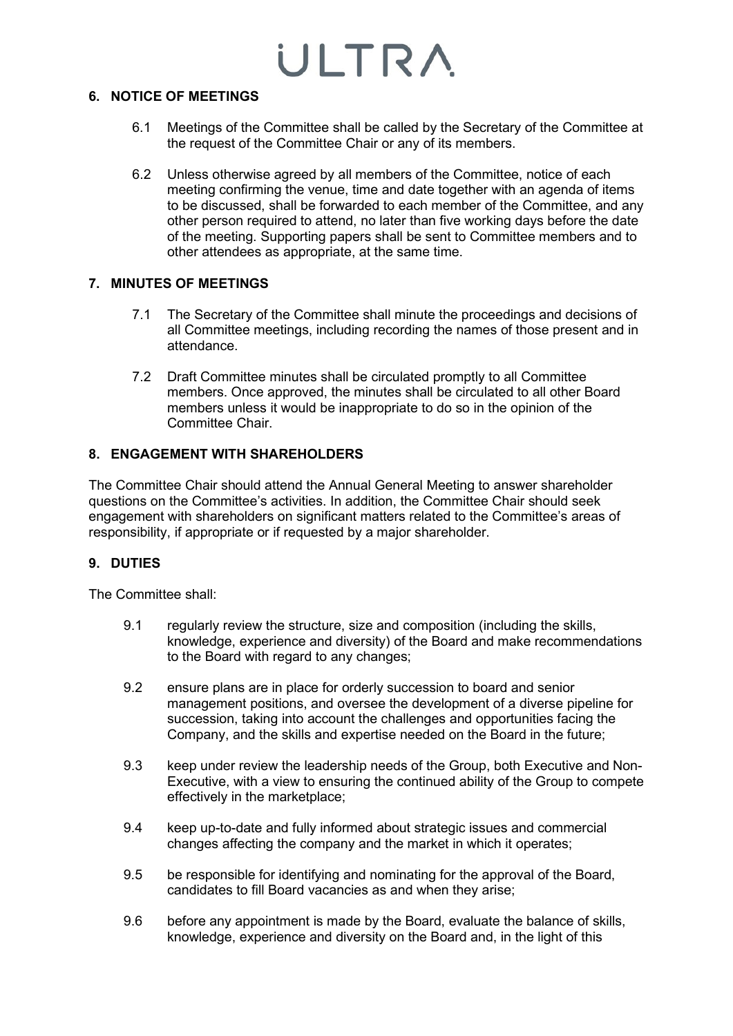## 6. NOTICE OF MEETINGS

6.1 Meetings of the Committee shall be called by the Secretary of the Committee at the request of the Committee Chair or any of its members.

6.2 Unless otherwise agreed by all members of the Committee, notice of each meeting confirming the venue, time and date together with an agenda of items to be discussed, shall be forwarded to each member of the Committee, and any other person required to attend, no later than five working days before the date of the meeting. Supporting papers shall be sent to Committee members and to other attendees as appropriate, at the same time.

## 7. MINUTES OF MEETINGS

7.1 The Secretary of the Committee shall minute the proceedings and decisions of all Committee meetings, including recording the names of those present and in attendance.

7.2 Draft Committee minutes shall be circulated promptly to all Committee members. Once approved, the minutes shall be circulated to all other Board members unless it would be inappropriate to do so in the opinion of the Committee Chair.

## 8. ENGAGEMENT WITH SHAREHOLDERS

The Committee Chair should attend the Annual General Meeting to answer shareholder questions on the Committee's activities. In addition, the Committee Chair should seek engagement with shareholders on significant matters related to the Committee's areas of responsibility, if appropriate or if requested by a major shareholder.

## 9. DUTIES

The Committee shall:

9.1 regularly review the structure, size and composition (including the skills, knowledge, experience and diversity) of the Board and make recommendations to the Board with regard to any changes;

9.2 ensure plans are in place for orderly succession to board and senior management positions, and oversee the development of a diverse pipeline for succession, taking into account the challenges and opportunities facing the Company, and the skills and expertise needed on the Board in the future;

9.3 keep under review the leadership needs of the Group, both Executive and Non-Executive, with a view to ensuring the continued ability of the Group to compete effectively in the marketplace;

9.4 keep up-to-date and fully informed about strategic issues and commercial changes affecting the company and the market in which it operates;

9.5 be responsible for identifying and nominating for the approval of the Board, candidates to fill Board vacancies as and when they arise;

9.6 before any appointment is made by the Board, evaluate the balance of skills, knowledge, experience and diversity on the Board and, in the light of this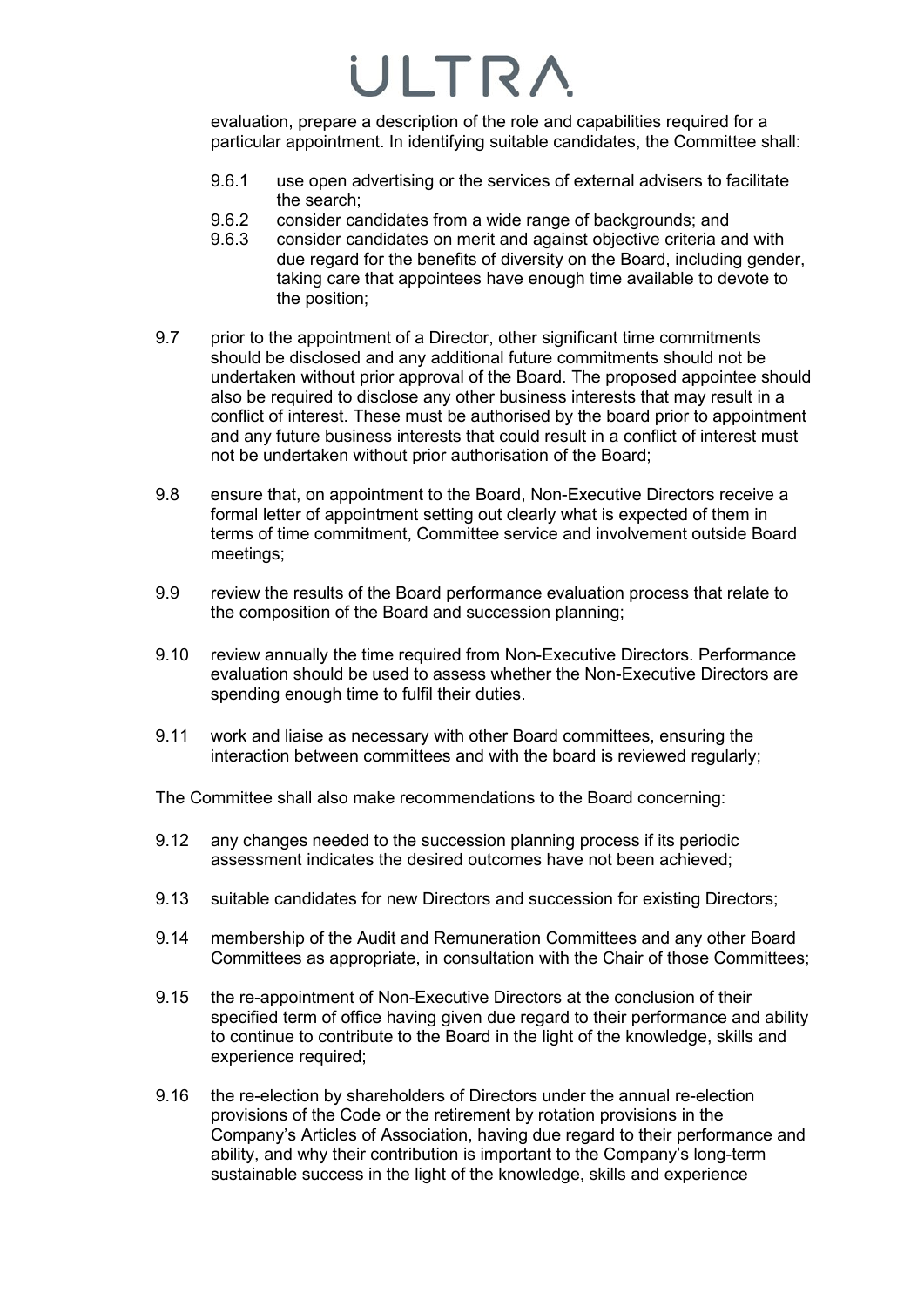evaluation, prepare a description of the role and capabilities required for a particular appointment. In identifying suitable candidates, the Committee shall:

9.6.1 use open advertising or the services of external advisers to facilitate the search;

9.6.2 consider candidates from a wide range of backgrounds; and

9.6.3 consider candidates on merit and against objective criteria and with due regard for the benefits of diversity on the Board, including gender, taking care that appointees have enough time available to devote to the position;

9.7 prior to the appointment of a Director, other significant time commitments should be disclosed and any additional future commitments should not be undertaken without prior approval of the Board. The proposed appointee should also be required to disclose any other business interests that may result in a conflict of interest. These must be authorised by the board prior to appointment and any future business interests that could result in a conflict of interest must not be undertaken without prior authorisation of the Board;

9.8 ensure that, on appointment to the Board, Non-Executive Directors receive a formal letter of appointment setting out clearly what is expected of them in terms of time commitment, Committee service and involvement outside Board meetings;

9.9 review the results of the Board performance evaluation process that relate to the composition of the Board and succession planning;

9.10 review annually the time required from Non-Executive Directors. Performance evaluation should be used to assess whether the Non-Executive Directors are spending enough time to fulfil their duties.

9.11 work and liaise as necessary with other Board committees, ensuring the interaction between committees and with the board is reviewed regularly;

The Committee shall also make recommendations to the Board concerning:

9.12 any changes needed to the succession planning process if its periodic assessment indicates the desired outcomes have not been achieved;

9.13 suitable candidates for new Directors and succession for existing Directors;

9.14 membership of the Audit and Remuneration Committees and any other Board Committees as appropriate, in consultation with the Chair of those Committees;

9.15 the re-appointment of Non-Executive Directors at the conclusion of their specified term of office having given due regard to their performance and ability to continue to contribute to the Board in the light of the knowledge, skills and experience required;

9.16 the re-election by shareholders of Directors under the annual re-election provisions of the Code or the retirement by rotation provisions in the Company's Articles of Association, having due regard to their performance and ability, and why their contribution is important to the Company's long-term sustainable success in the light of the knowledge, skills and experience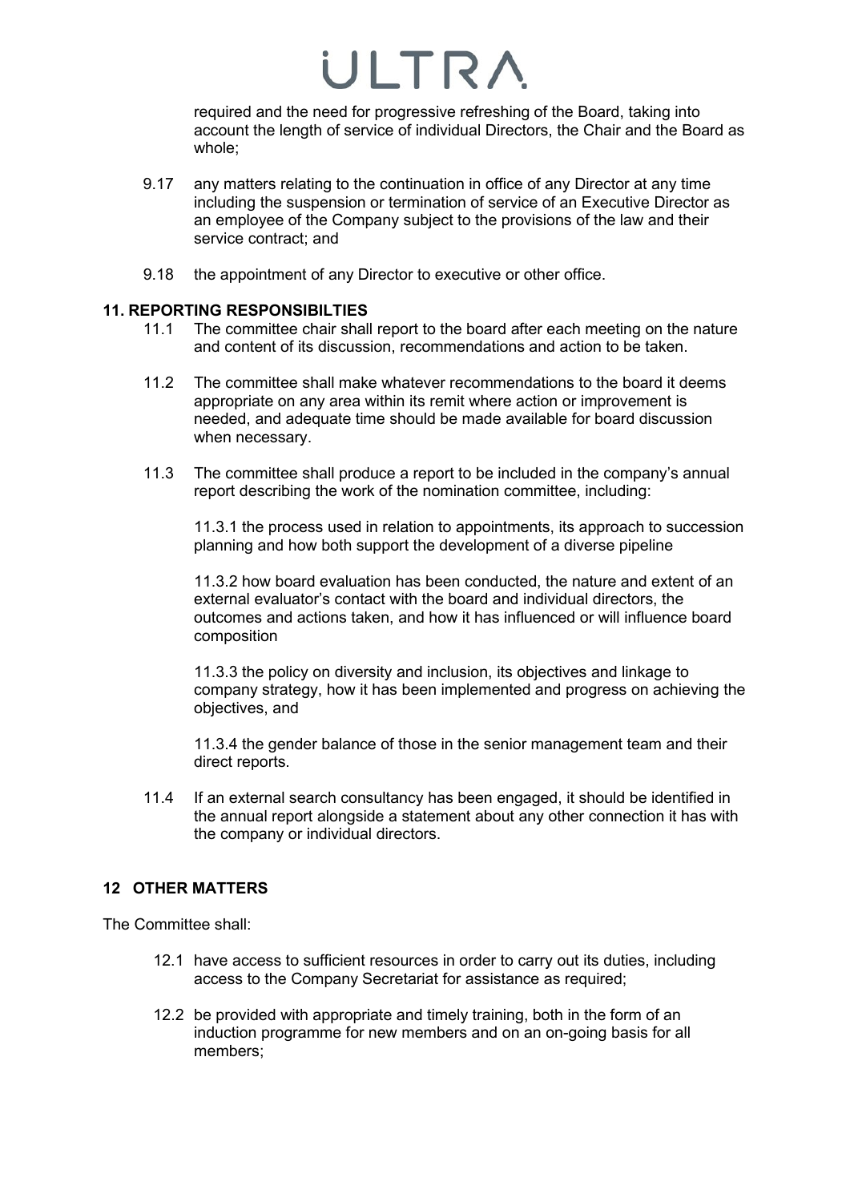required and the need for progressive refreshing of the Board, taking into account the length of service of individual Directors, the Chair and the Board as whole;

9.17 any matters relating to the continuation in office of any Director at any time including the suspension or termination of service of an Executive Director as an employee of the Company subject to the provisions of the law and their service contract; and

9.18 the appointment of any Director to executive or other office.

## 11. REPORTING RESPONSIBILTIES

11.1 The committee chair shall report to the board after each meeting on the nature and content of its discussion, recommendations and action to be taken.

11.2 The committee shall make whatever recommendations to the board it deems appropriate on any area within its remit where action or improvement is needed, and adequate time should be made available for board discussion when necessary.

11.3 The committee shall produce a report to be included in the company's annual report describing the work of the nomination committee, including:

11.3.1 the process used in relation to appointments, its approach to succession planning and how both support the development of a diverse pipeline

11.3.2 how board evaluation has been conducted, the nature and extent of an external evaluator's contact with the board and individual directors, the outcomes and actions taken, and how it has influenced or will influence board composition

11.3.3 the policy on diversity and inclusion, its objectives and linkage to company strategy, how it has been implemented and progress on achieving the objectives, and

11.3.4 the gender balance of those in the senior management team and their direct reports.

11.4 If an external search consultancy has been engaged, it should be identified in the annual report alongside a statement about any other connection it has with the company or individual directors.

## 12 OTHER MATTERS

The Committee shall:

12.1 have access to sufficient resources in order to carry out its duties, including access to the Company Secretariat for assistance as required;

12.2 be provided with appropriate and timely training, both in the form of an induction programme for new members and on an on-going basis for all members;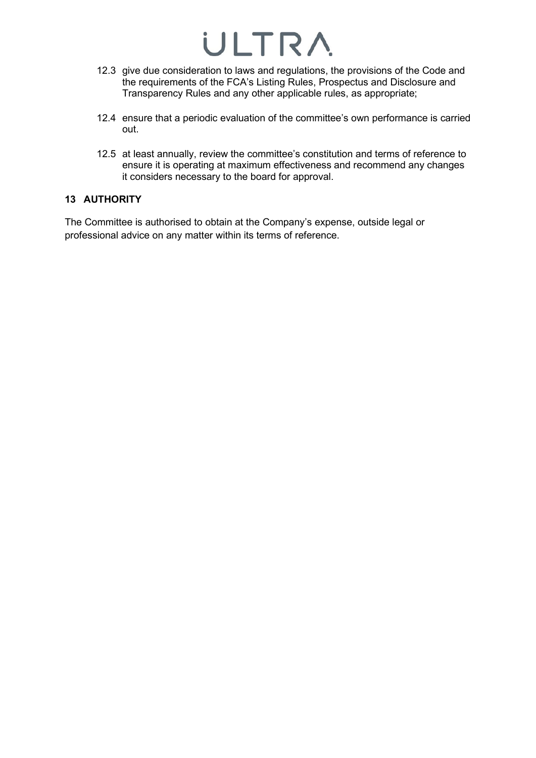12.3 give due consideration to laws and regulations, the provisions of the Code and the requirements of the FCA's Listing Rules, Prospectus and Disclosure and Transparency Rules and any other applicable rules, as appropriate;

12.4 ensure that a periodic evaluation of the committee's own performance is carried out.

12.5 at least annually, review the committee's constitution and terms of reference to ensure it is operating at maximum effectiveness and recommend any changes it considers necessary to the board for approval.

## 13 AUTHORITY

The Committee is authorised to obtain at the Company's expense, outside legal or professional advice on any matter within its terms of reference.